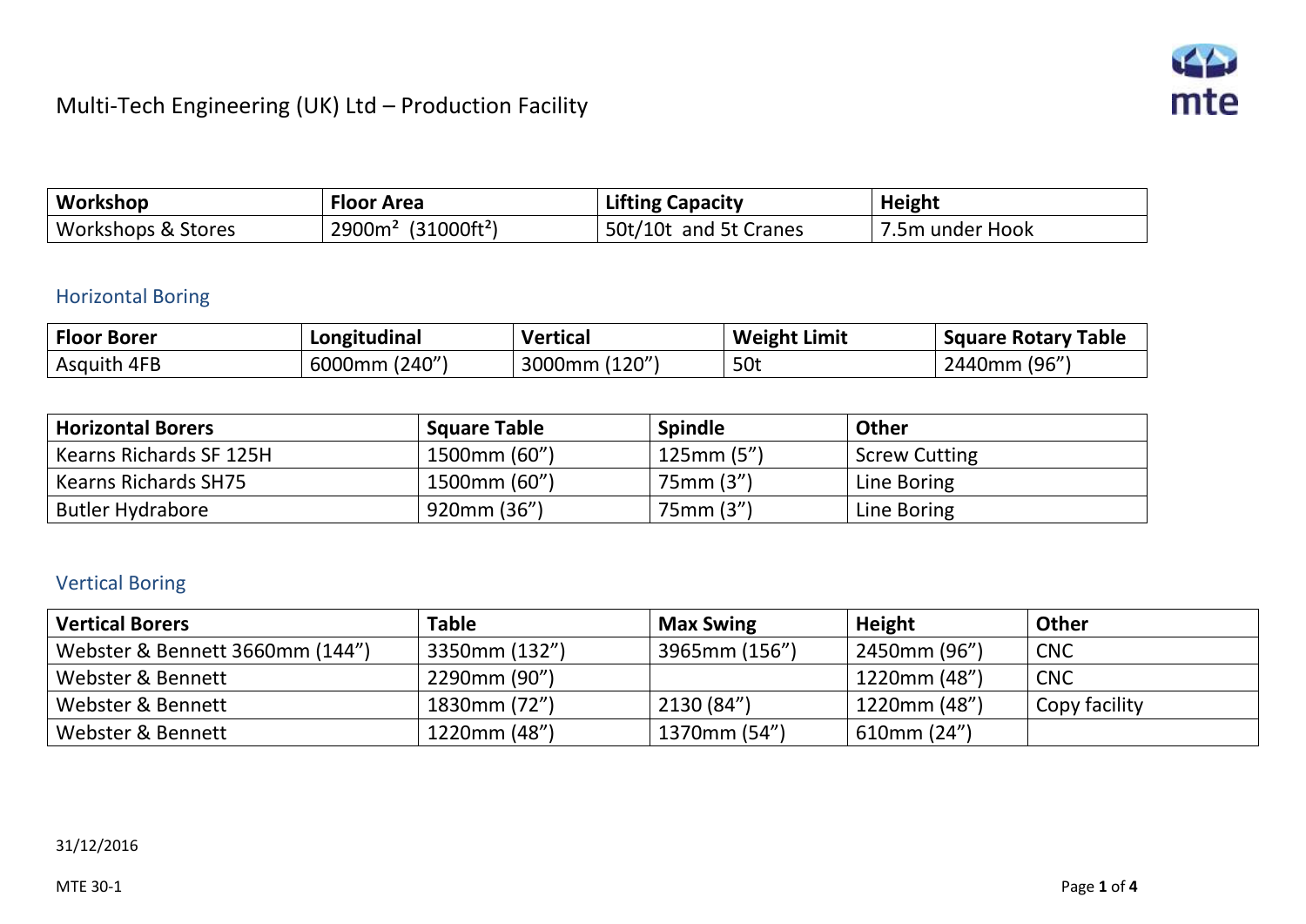# Multi-Tech Engineering (UK) Ltd – Production Facility

| Workshop | Floor Area | Lifting Capacity | Height |
|---|---|---|---|
| Workshops & Stores | 2900m² (31000ft²) | 50t/10t and 5t Cranes | 7.5m under Hook |

## Horizontal Boring

| Floor Borer | Longitudinal | Vertical | Weight Limit | Square Rotary Table |
|---|---|---|---|---|
| Asquith 4FB | 6000mm (240") | 3000mm (120") | 50t | 2440mm (96") |

| Horizontal Borers | Square Table | Spindle | Other |
|---|---|---|---|
| Kearns Richards SF 125H | 1500mm (60") | 125mm (5") | Screw Cutting |
| Kearns Richards SH75 | 1500mm (60") | 75mm (3") | Line Boring |
| Butler Hydrabore | 920mm (36") | 75mm (3") | Line Boring |

## Vertical Boring

| Vertical Borers | Table | Max Swing | Height | Other |
|---|---|---|---|---|
| Webster & Bennett 3660mm (144") | 3350mm (132") | 3965mm (156") | 2450mm (96") | CNC |
| Webster & Bennett | 2290mm (90") | | 1220mm (48") | CNC |
| Webster & Bennett | 1830mm (72") | 2130 (84") | 1220mm (48") | Copy facility |
| Webster & Bennett | 1220mm (48") | 1370mm (54") | 610mm (24") | |

31/12/2016

MTE 30-1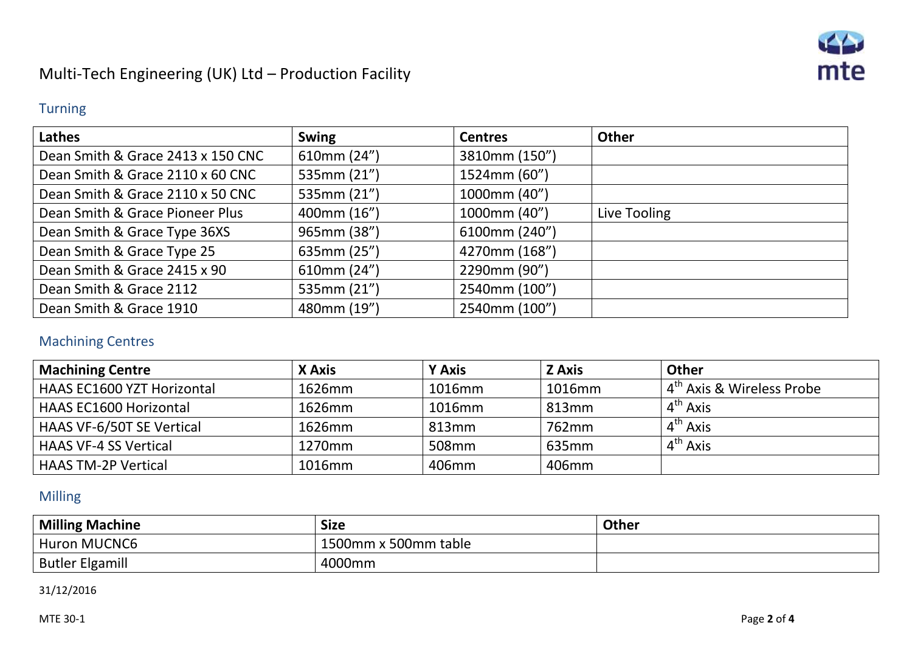# Multi-Tech Engineering (UK) Ltd – Production Facility

## Turning

| Lathes | Swing | Centres | Other |
|---|---|---|---|
| Dean Smith & Grace 2413 x 150 CNC | 610mm (24”) | 3810mm (150”) | |
| Dean Smith & Grace 2110 x 60 CNC | 535mm (21”) | 1524mm (60”) | |
| Dean Smith & Grace 2110 x 50 CNC | 535mm (21”) | 1000mm (40”) | |
| Dean Smith & Grace Pioneer Plus | 400mm (16”) | 1000mm (40”) | Live Tooling |
| Dean Smith & Grace Type 36XS | 965mm (38”) | 6100mm (240”) | |
| Dean Smith & Grace Type 25 | 635mm (25”) | 4270mm (168”) | |
| Dean Smith & Grace 2415 x 90 | 610mm (24”) | 2290mm (90”) | |
| Dean Smith & Grace 2112 | 535mm (21”) | 2540mm (100”) | |
| Dean Smith & Grace 1910 | 480mm (19”) | 2540mm (100”) | |

## Machining Centres

| Machining Centre | X Axis | Y Axis | Z Axis | Other |
|---|---|---|---|---|
| HAAS EC1600 YZT Horizontal | 1626mm | 1016mm | 1016mm | 4th Axis & Wireless Probe |
| HAAS EC1600 Horizontal | 1626mm | 1016mm | 813mm | 4th Axis |
| HAAS VF-6/50T SE Vertical | 1626mm | 813mm | 762mm | 4th Axis |
| HAAS VF-4 SS Vertical | 1270mm | 508mm | 635mm | 4th Axis |
| HAAS TM-2P Vertical | 1016mm | 406mm | 406mm | |

## Milling

| Milling Machine | Size | Other |
|---|---|---|
| Huron MUCNC6 | 1500mm x 500mm table | |
| Butler Elgamill | 4000mm | |

31/12/2016

MTE 30-1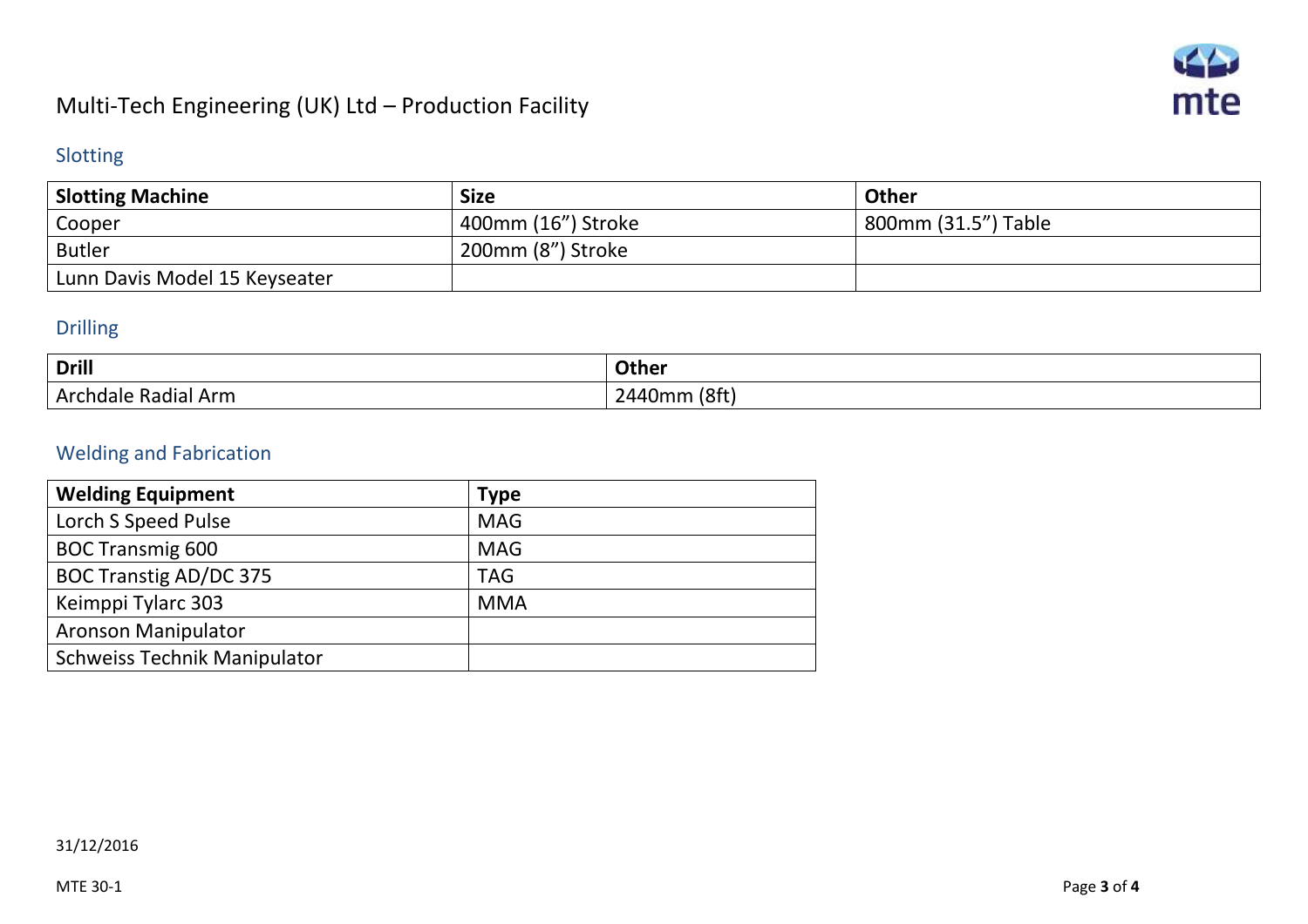# Multi-Tech Engineering (UK) Ltd – Production Facility

## Slotting

| Slotting Machine | Size | Other |
| --- | --- | --- |
| Cooper | 400mm (16”) Stroke | 800mm (31.5”) Table |
| Butler | 200mm (8”) Stroke | |
| Lunn Davis Model 15 Keyseater | | |

## Drilling

| Drill | Other |
| --- | --- |
| Archdale Radial Arm | 2440mm (8ft) |

## Welding and Fabrication

| Welding Equipment | Type |
| --- | --- |
| Lorch S Speed Pulse | MAG |
| BOC Transmig 600 | MAG |
| BOC Transtig AD/DC 375 | TAG |
| Keimppi Tylarc 303 | MMA |
| Aronson Manipulator | |
| Schweiss Technik Manipulator | |

31/12/2016

MTE 30-1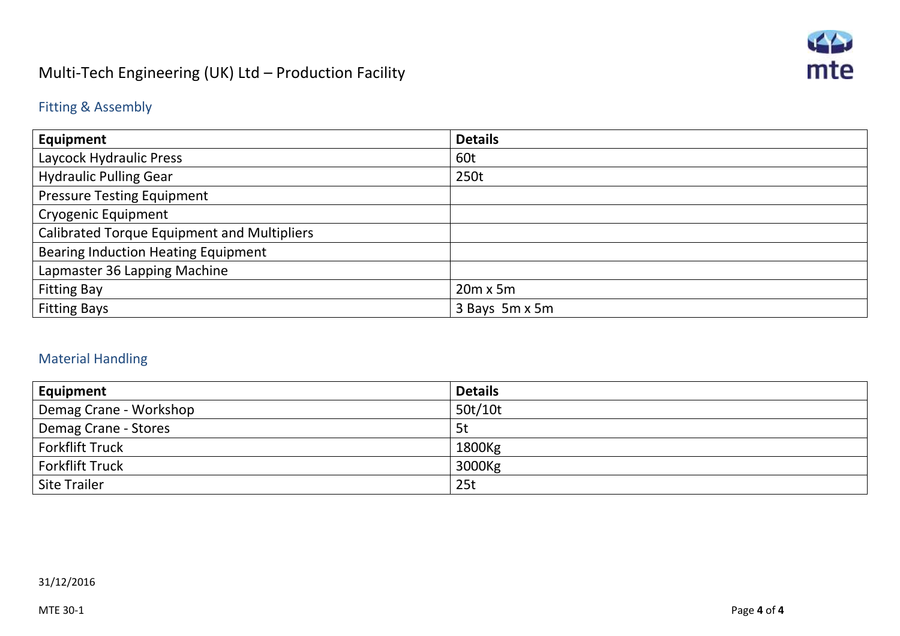# Multi-Tech Engineering (UK) Ltd – Production Facility

## Fitting & Assembly

| Equipment | Details |
|---|---|
| Laycock Hydraulic Press | 60t |
| Hydraulic Pulling Gear | 250t |
| Pressure Testing Equipment | |
| Cryogenic Equipment | |
| Calibrated Torque Equipment and Multipliers | |
| Bearing Induction Heating Equipment | |
| Lapmaster 36 Lapping Machine | |
| Fitting Bay | 20m x 5m |
| Fitting Bays | 3 Bays 5m x 5m |

## Material Handling

| Equipment | Details |
|---|---|
| Demag Crane - Workshop | 50t/10t |
| Demag Crane - Stores | 5t |
| Forkflift Truck | 1800Kg |
| Forkflift Truck | 3000Kg |
| Site Trailer | 25t |

31/12/2016

MTE 30-1